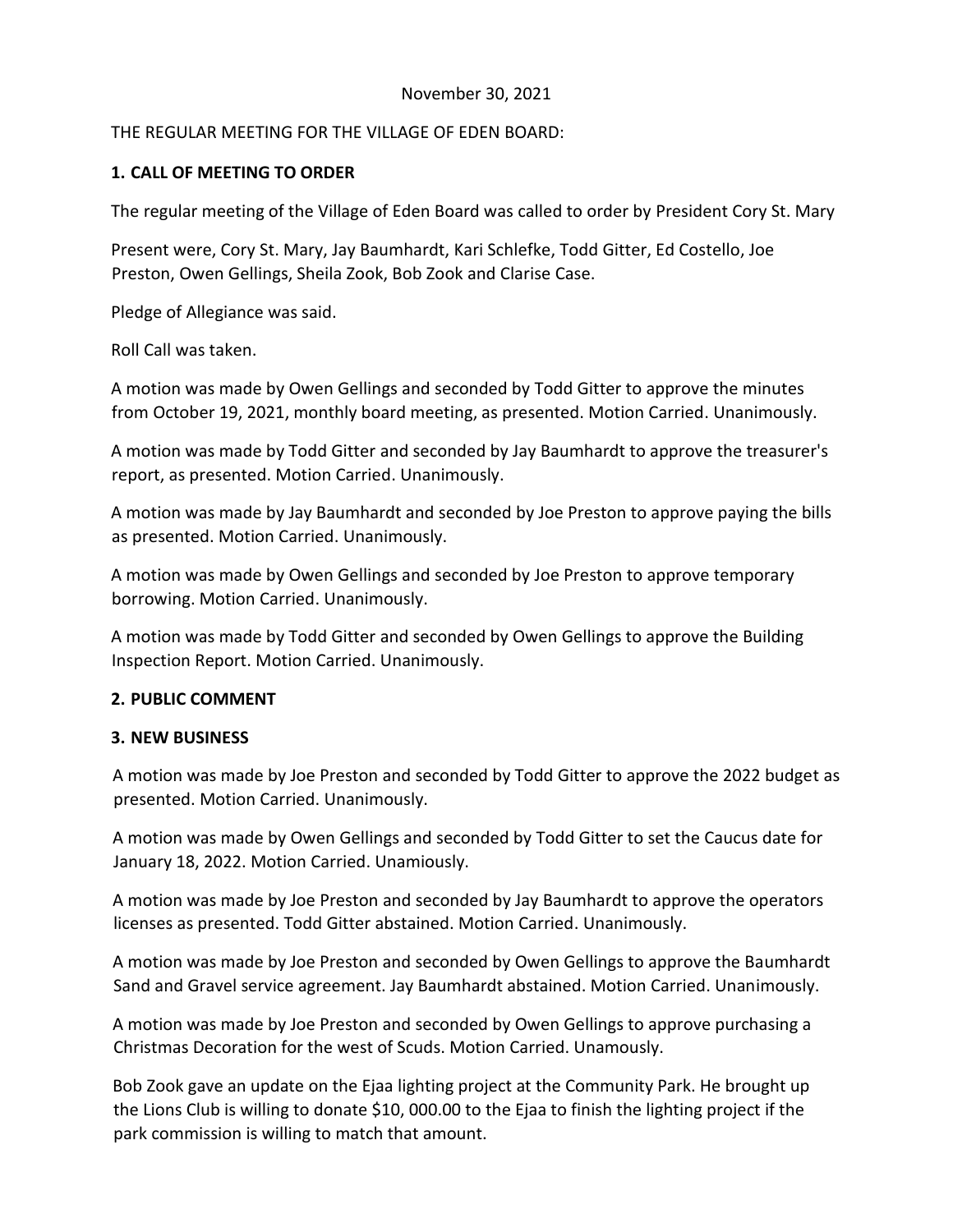November 30, 2021

THE REGULAR MEETING FOR THE VILLAGE OF EDEN BOARD:

**1. CALL OF MEETING TO ORDER**

The regular meeting of the Village of Eden Board was called to order by President Cory St. Mary

Present were, Cory St. Mary, Jay Baumhardt, Kari Schlefke, Todd Gitter, Ed Costello, Joe Preston, Owen Gellings, Sheila Zook, Bob Zook and Clarise Case.

Pledge of Allegiance was said.

Roll Call was taken.

A motion was made by Owen Gellings and seconded by Todd Gitter to approve the minutes from October 19, 2021, monthly board meeting, as presented. Motion Carried. Unanimously.

A motion was made by Todd Gitter and seconded by Jay Baumhardt to approve the treasurer's report, as presented. Motion Carried. Unanimously.

A motion was made by Jay Baumhardt and seconded by Joe Preston to approve paying the bills as presented. Motion Carried. Unanimously.

A motion was made by Owen Gellings and seconded by Joe Preston to approve temporary borrowing. Motion Carried. Unanimously.

A motion was made by Todd Gitter and seconded by Owen Gellings to approve the Building Inspection Report. Motion Carried. Unanimously.

**2. PUBLIC COMMENT**

**3. NEW BUSINESS**

A motion was made by Joe Preston and seconded by Todd Gitter to approve the 2022 budget as presented. Motion Carried. Unanimously.

A motion was made by Owen Gellings and seconded by Todd Gitter to set the Caucus date for January 18, 2022. Motion Carried. Unamiously.

A motion was made by Joe Preston and seconded by Jay Baumhardt to approve the operators licenses as presented. Todd Gitter abstained. Motion Carried. Unanimously.

A motion was made by Joe Preston and seconded by Owen Gellings to approve the Baumhardt Sand and Gravel service agreement. Jay Baumhardt abstained. Motion Carried. Unanimously.

A motion was made by Joe Preston and seconded by Owen Gellings to approve purchasing a Christmas Decoration for the west of Scuds. Motion Carried. Unamously.

Bob Zook gave an update on the Ejaa lighting project at the Community Park. He brought up the Lions Club is willing to donate $10, 000.00 to the Ejaa to finish the lighting project if the park commission is willing to match that amount.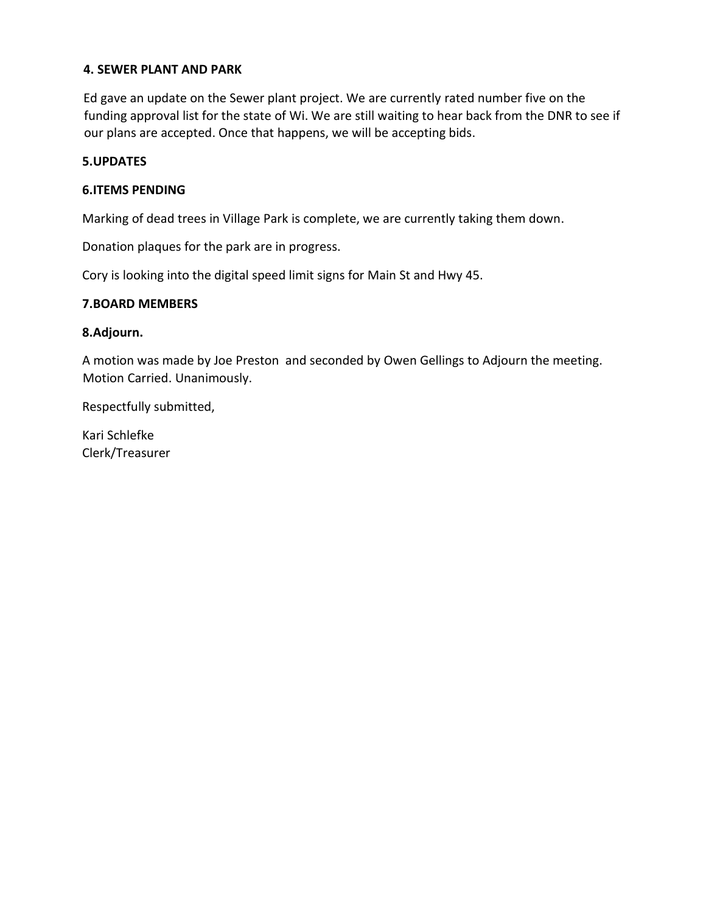**4. SEWER PLANT AND PARK**

Ed gave an update on the Sewer plant project. We are currently rated number five on the funding approval list for the state of Wi. We are still waiting to hear back from the DNR to see if our plans are accepted. Once that happens, we will be accepting bids.

**5.UPDATES**

**6.ITEMS PENDING**

Marking of dead trees in Village Park is complete, we are currently taking them down.

Donation plaques for the park are in progress.

Cory is looking into the digital speed limit signs for Main St and Hwy 45.

**7.BOARD MEMBERS**

**8.Adjourn.**

A motion was made by Joe Preston and seconded by Owen Gellings to Adjourn the meeting. Motion Carried. Unanimously.

Respectfully submitted,

Kari Schlefke
Clerk/Treasurer